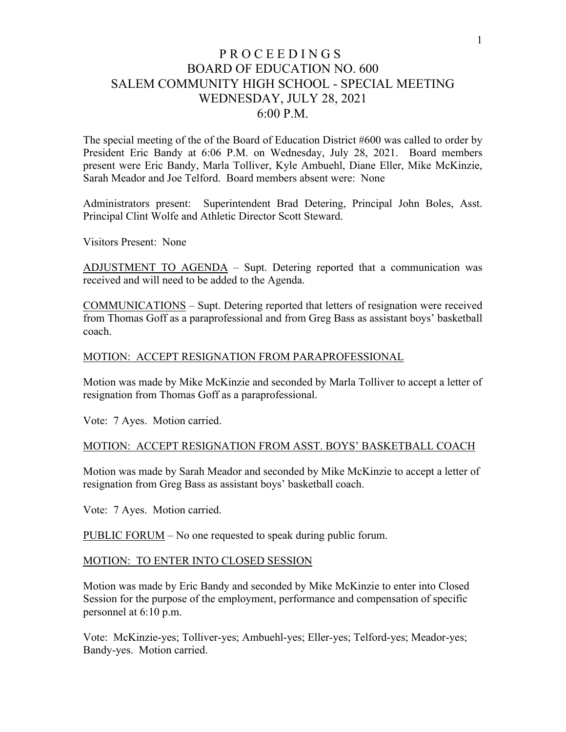# P R O C E E D I N G S
# BOARD OF EDUCATION NO. 600
# SALEM COMMUNITY HIGH SCHOOL - SPECIAL MEETING
# WEDNESDAY, JULY 28, 2021
# 6:00 P.M.

The special meeting of the of the Board of Education District #600 was called to order by President Eric Bandy at 6:06 P.M. on Wednesday, July 28, 2021. Board members present were Eric Bandy, Marla Tolliver, Kyle Ambuehl, Diane Eller, Mike McKinzie, Sarah Meador and Joe Telford. Board members absent were: None

Administrators present: Superintendent Brad Detering, Principal John Boles, Asst. Principal Clint Wolfe and Athletic Director Scott Steward.

Visitors Present: None

ADJUSTMENT TO AGENDA – Supt. Detering reported that a communication was received and will need to be added to the Agenda.

COMMUNICATIONS – Supt. Detering reported that letters of resignation were received from Thomas Goff as a paraprofessional and from Greg Bass as assistant boys' basketball coach.

MOTION: ACCEPT RESIGNATION FROM PARAPROFESSIONAL

Motion was made by Mike McKinzie and seconded by Marla Tolliver to accept a letter of resignation from Thomas Goff as a paraprofessional.

Vote: 7 Ayes. Motion carried.

MOTION: ACCEPT RESIGNATION FROM ASST. BOYS' BASKETBALL COACH

Motion was made by Sarah Meador and seconded by Mike McKinzie to accept a letter of resignation from Greg Bass as assistant boys' basketball coach.

Vote: 7 Ayes. Motion carried.

PUBLIC FORUM – No one requested to speak during public forum.

MOTION: TO ENTER INTO CLOSED SESSION

Motion was made by Eric Bandy and seconded by Mike McKinzie to enter into Closed Session for the purpose of the employment, performance and compensation of specific personnel at 6:10 p.m.

Vote: McKinzie-yes; Tolliver-yes; Ambuehl-yes; Eller-yes; Telford-yes; Meador-yes; Bandy-yes. Motion carried.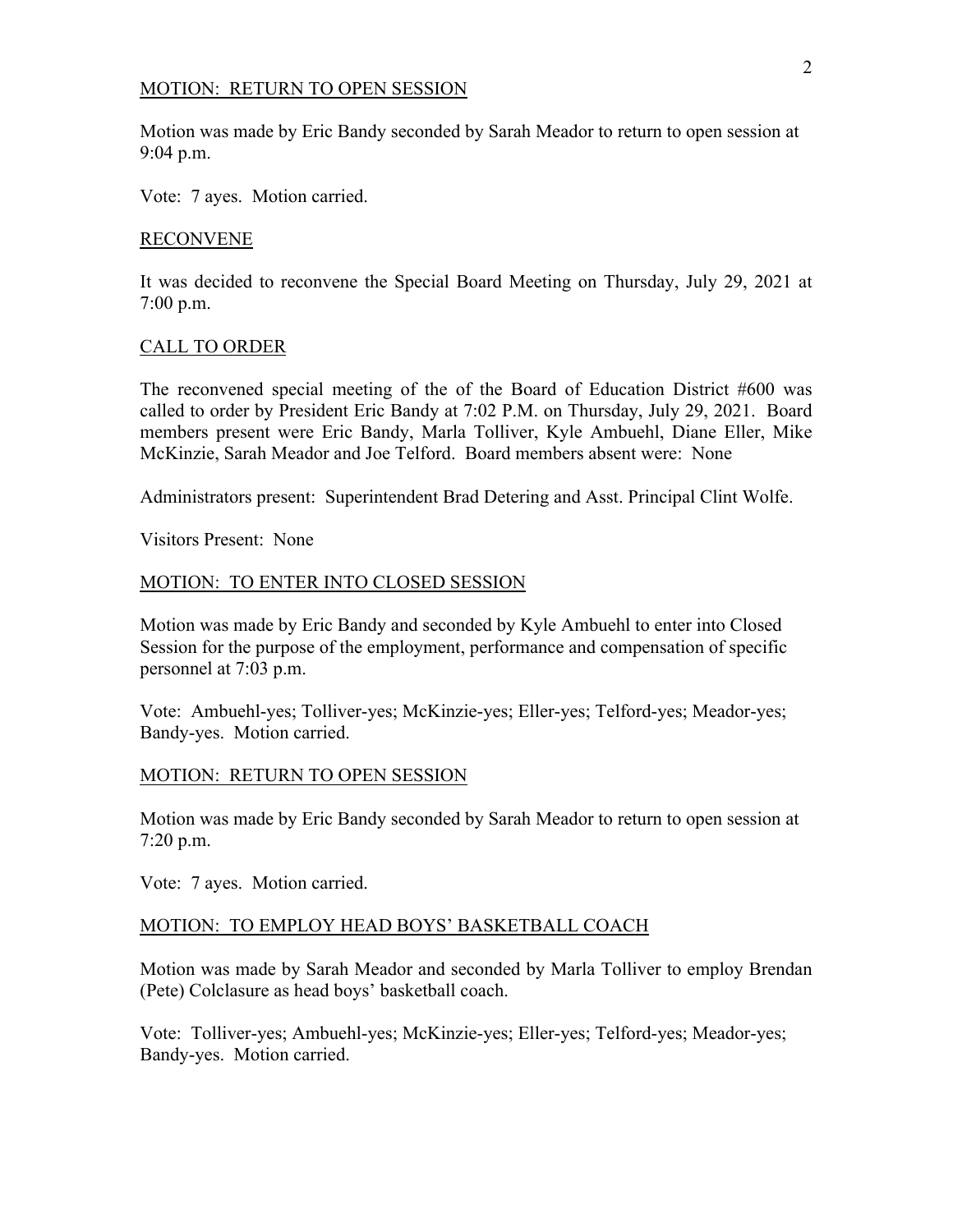## MOTION: RETURN TO OPEN SESSION

Motion was made by Eric Bandy seconded by Sarah Meador to return to open session at 9:04 p.m.

Vote: 7 ayes. Motion carried.

## RECONVENE

It was decided to reconvene the Special Board Meeting on Thursday, July 29, 2021 at 7:00 p.m.

## CALL TO ORDER

The reconvened special meeting of the of the Board of Education District #600 was called to order by President Eric Bandy at 7:02 P.M. on Thursday, July 29, 2021. Board members present were Eric Bandy, Marla Tolliver, Kyle Ambuehl, Diane Eller, Mike McKinzie, Sarah Meador and Joe Telford. Board members absent were: None

Administrators present: Superintendent Brad Detering and Asst. Principal Clint Wolfe.

Visitors Present: None

## MOTION: TO ENTER INTO CLOSED SESSION

Motion was made by Eric Bandy and seconded by Kyle Ambuehl to enter into Closed Session for the purpose of the employment, performance and compensation of specific personnel at 7:03 p.m.

Vote: Ambuehl-yes; Tolliver-yes; McKinzie-yes; Eller-yes; Telford-yes; Meador-yes; Bandy-yes. Motion carried.

## MOTION: RETURN TO OPEN SESSION

Motion was made by Eric Bandy seconded by Sarah Meador to return to open session at 7:20 p.m.

Vote: 7 ayes. Motion carried.

## MOTION: TO EMPLOY HEAD BOYS' BASKETBALL COACH

Motion was made by Sarah Meador and seconded by Marla Tolliver to employ Brendan (Pete) Colclasure as head boys' basketball coach.

Vote: Tolliver-yes; Ambuehl-yes; McKinzie-yes; Eller-yes; Telford-yes; Meador-yes; Bandy-yes. Motion carried.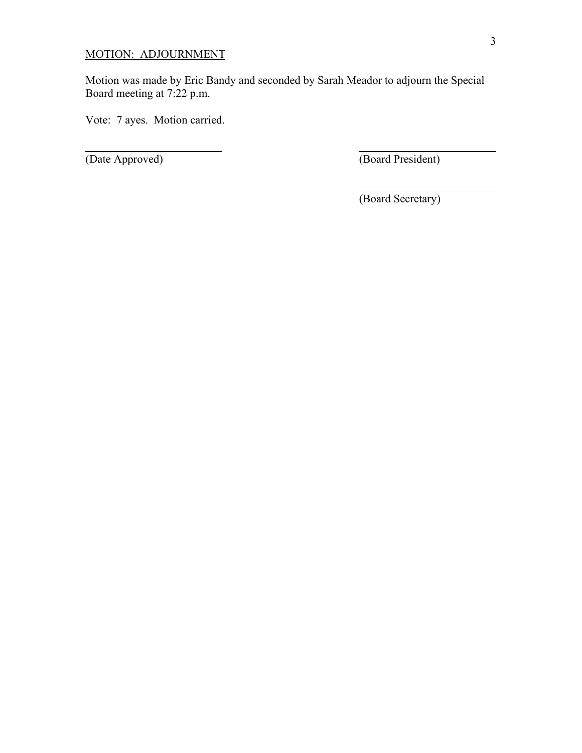<u>MOTION: ADJOURNMENT</u>

Motion was made by Eric Bandy and seconded by Sarah Meador to adjourn the Special Board meeting at 7:22 p.m.

Vote: 7 ayes. Motion carried.

| | |
|---|---|
| \_\_\_\_\_\_\_\_\_\_\_\_\_\_\_\_\_\_\_\_\_\_\_\_ | \_\_\_\_\_\_\_\_\_\_\_\_\_\_\_\_\_\_\_\_\_\_\_\_ |
| (Date Approved) | (Board President) |
| | \_\_\_\_\_\_\_\_\_\_\_\_\_\_\_\_\_\_\_\_\_\_\_\_ |
| | (Board Secretary) |